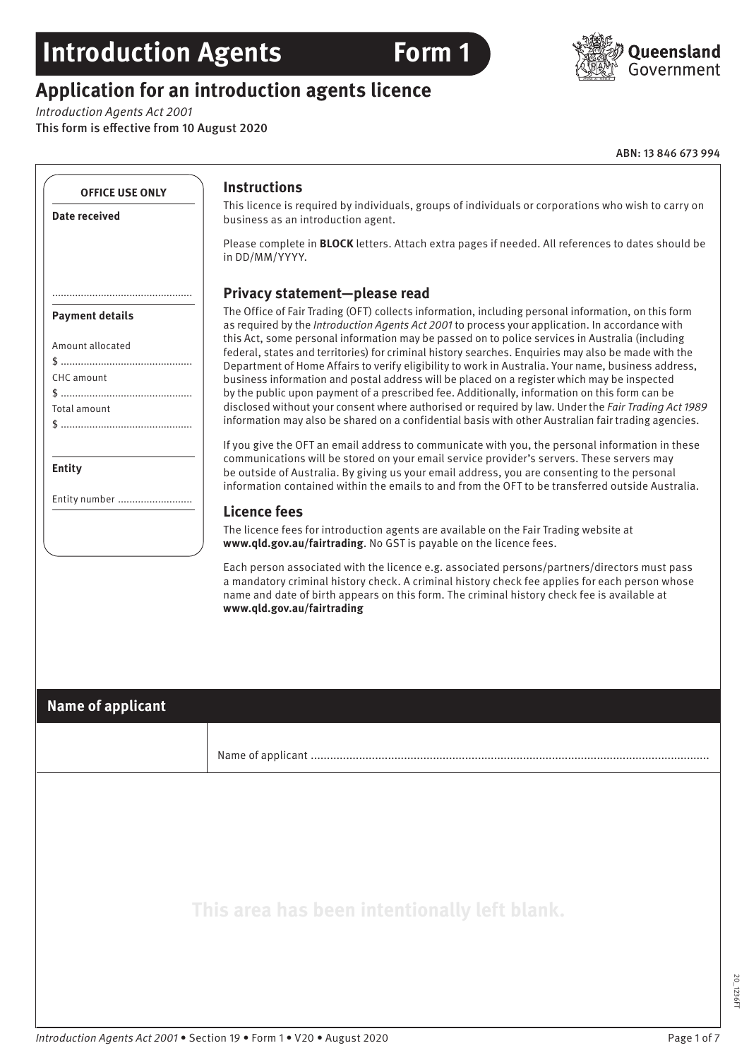# Introduction Agents Form 1

## Application for an introduction agents licence

*Introduction Agents Act 2001*

This form is effective from 10 August 2020

ABN: 13 846 673 994

**OFFICE USE ONLY**

**Date received**

................................................

**Payment details**

Amount allocated

$ ............................................

CHC amount

$ ............................................

Total amount

$ ............................................

**Entity**

Entity number ..........................

### Instructions

This licence is required by individuals, groups of individuals or corporations who wish to carry on business as an introduction agent.

Please complete in **BLOCK** letters. Attach extra pages if needed. All references to dates should be in DD/MM/YYYY.

### Privacy statement—please read

The Office of Fair Trading (OFT) collects information, including personal information, on this form as required by the *Introduction Agents Act 2001* to process your application. In accordance with this Act, some personal information may be passed on to police services in Australia (including federal, states and territories) for criminal history searches. Enquiries may also be made with the Department of Home Affairs to verify eligibility to work in Australia. Your name, business address, business information and postal address will be placed on a register which may be inspected by the public upon payment of a prescribed fee. Additionally, information on this form can be disclosed without your consent where authorised or required by law. Under the *Fair Trading Act 1989* information may also be shared on a confidential basis with other Australian fair trading agencies.

If you give the OFT an email address to communicate with you, the personal information in these communications will be stored on your email service provider's servers. These servers may be outside of Australia. By giving us your email address, you are consenting to the personal information contained within the emails to and from the OFT to be transferred outside Australia.

### Licence fees

The licence fees for introduction agents are available on the Fair Trading website at **www.qld.gov.au/fairtrading**. No GST is payable on the licence fees.

Each person associated with the licence e.g. associated persons/partners/directors must pass a mandatory criminal history check. A criminal history check fee applies for each person whose name and date of birth appears on this form. The criminal history check fee is available at **www.qld.gov.au/fairtrading**

## Name of applicant

Name of applicant ..........................................................................................................................

This area has been intentionally left blank.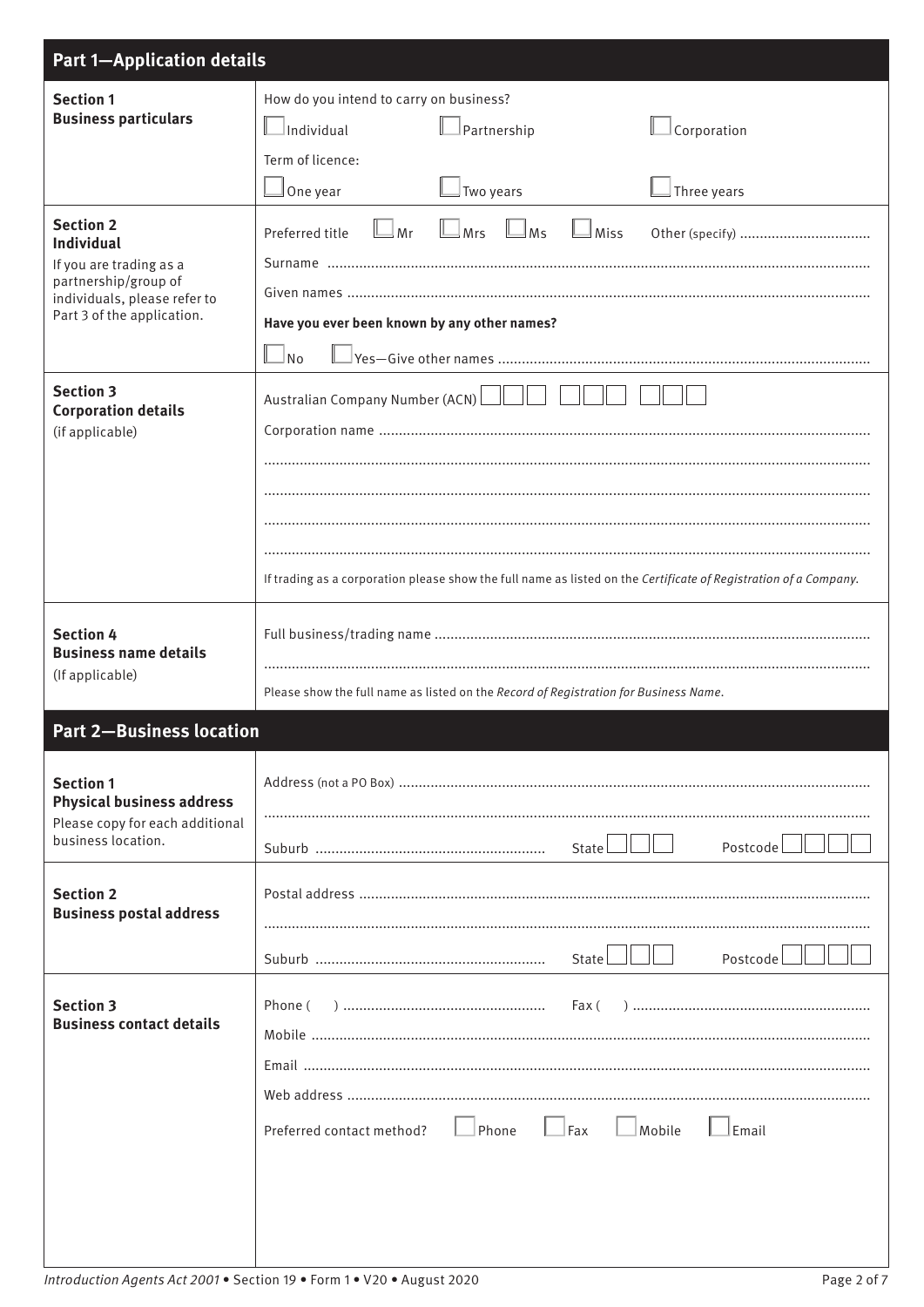## Part 1—Application details

### Section 1
**Business particulars**

How do you intend to carry on business?

☐ Individual ☐ Partnership ☐ Corporation

Term of licence:

☐ One year ☐ Two years ☐ Three years

### Section 2
**Individual**

If you are trading as a partnership/group of individuals, please refer to Part 3 of the application.

Preferred title ☐ Mr ☐ Mrs ☐ Ms ☐ Miss Other (specify) ................................

Surname ..........................................................................................................................

Given names ....................................................................................................................

**Have you ever been known by any other names?**

☐ No ☐ Yes—Give other names ..........................................................................

### Section 3
**Corporation details**

(if applicable)

Australian Company Number (ACN) ☐☐☐ ☐☐☐ ☐☐☐

Corporation name ...........................................................................................................

..........................................................................................................................................

..........................................................................................................................................

..........................................................................................................................................

..........................................................................................................................................

If trading as a corporation please show the full name as listed on the *Certificate of Registration of a Company*.

### Section 4
**Business name details**

(If applicable)

Full business/trading name ............................................................................................

..........................................................................................................................................

Please show the full name as listed on the *Record of Registration for Business Name*.

## Part 2—Business location

### Section 1
**Physical business address**

Please copy for each additional business location.

Address (not a PO Box) ...................................................................................................

..........................................................................................................................................

Suburb .......................................................... State ☐☐☐ Postcode ☐☐☐☐

### Section 2
**Business postal address**

Postal address ..................................................................................................................

..........................................................................................................................................

Suburb .......................................................... State ☐☐☐ Postcode ☐☐☐☐

### Section 3
**Business contact details**

Phone ( ) .................................................. Fax ( ) ..........................................................

Mobile ..............................................................................................................................

Email ................................................................................................................................

Web address ....................................................................................................................

Preferred contact method? ☐ Phone ☐ Fax ☐ Mobile ☐ Email

*Introduction Agents Act 2001* • Section 19 • Form 1 • V20 • August 2020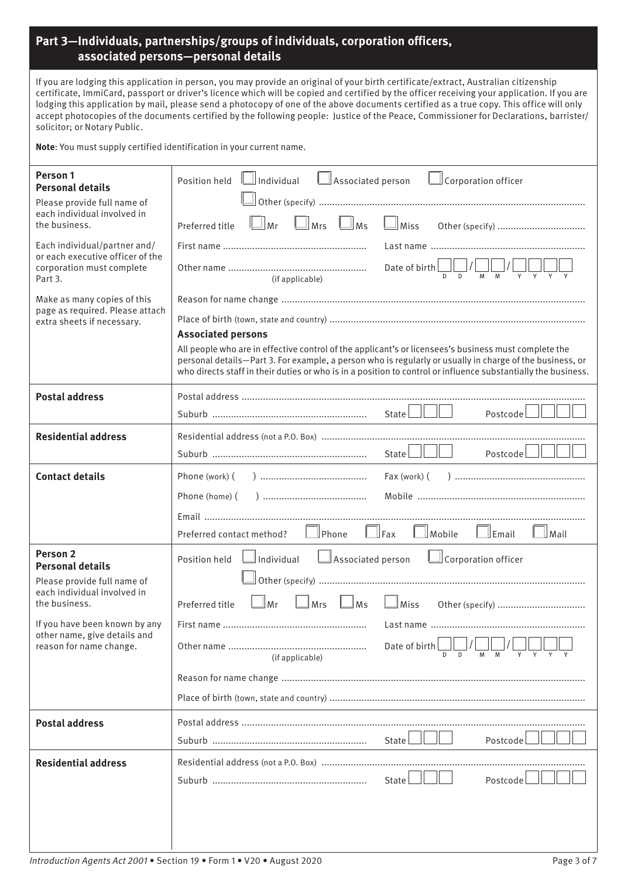## Part 3—Individuals, partnerships/groups of individuals, corporation officers, associated persons—personal details

If you are lodging this application in person, you may provide an original of your birth certificate/extract, Australian citizenship certificate, ImmiCard, passport or driver's licence which will be copied and certified by the officer receiving your application. If you are lodging this application by mail, please send a photocopy of one of the above documents certified as a true copy. This office will only accept photocopies of the documents certified by the following people: Justice of the Peace, Commissioner for Declarations, barrister/solicitor; or Notary Public.

**Note**: You must supply certified identification in your current name.

| | |
|---|---|
| **Person 1** **Personal details** Please provide full name of each individual involved in the business. Each individual/partner and/or each executive officer of the corporation must complete Part 3. Make as many copies of this page as required. Please attach extra sheets if necessary. | Position held ☐ Individual ☐ Associated person ☐ Corporation officer ☐ Other (specify) ........ Preferred title ☐ Mr ☐ Mrs ☐ Ms ☐ Miss Other (specify) ........ First name ........ Last name ........ Other name ........ (if applicable) Date of birth DD/MM/YYYY Reason for name change ........ Place of birth (town, state and country) ........ **Associated persons** All people who are in effective control of the applicant's or licensees's business must complete the personal details—Part 3. For example, a person who is regularly or usually in charge of the business, or who directs staff in their duties or who is in a position to control or influence substantially the business. |
| **Postal address** | Postal address ........ Suburb ........ State ☐☐☐ Postcode ☐☐☐☐ |
| **Residential address** | Residential address (not a P.O. Box) ........ Suburb ........ State ☐☐☐ Postcode ☐☐☐☐ |
| **Contact details** | Phone (work) ( ) ........ Fax (work) ( ) ........ Phone (home) ( ) ........ Mobile ........ Email ........ Preferred contact method? ☐ Phone ☐ Fax ☐ Mobile ☐ Email ☐ Mail |
| **Person 2** **Personal details** Please provide full name of each individual involved in the business. If you have been known by any other name, give details and reason for name change. | Position held ☐ Individual ☐ Associated person ☐ Corporation officer ☐ Other (specify) ........ Preferred title ☐ Mr ☐ Mrs ☐ Ms ☐ Miss Other (specify) ........ First name ........ Last name ........ Other name ........ (if applicable) Date of birth DD/MM/YYYY Reason for name change ........ Place of birth (town, state and country) ........ |
| **Postal address** | Postal address ........ Suburb ........ State ☐☐☐ Postcode ☐☐☐☐ |
| **Residential address** | Residential address (not a P.O. Box) ........ Suburb ........ State ☐☐☐ Postcode ☐☐☐☐ |

*Introduction Agents Act 2001* • Section 19 • Form 1 • V20 • August 2020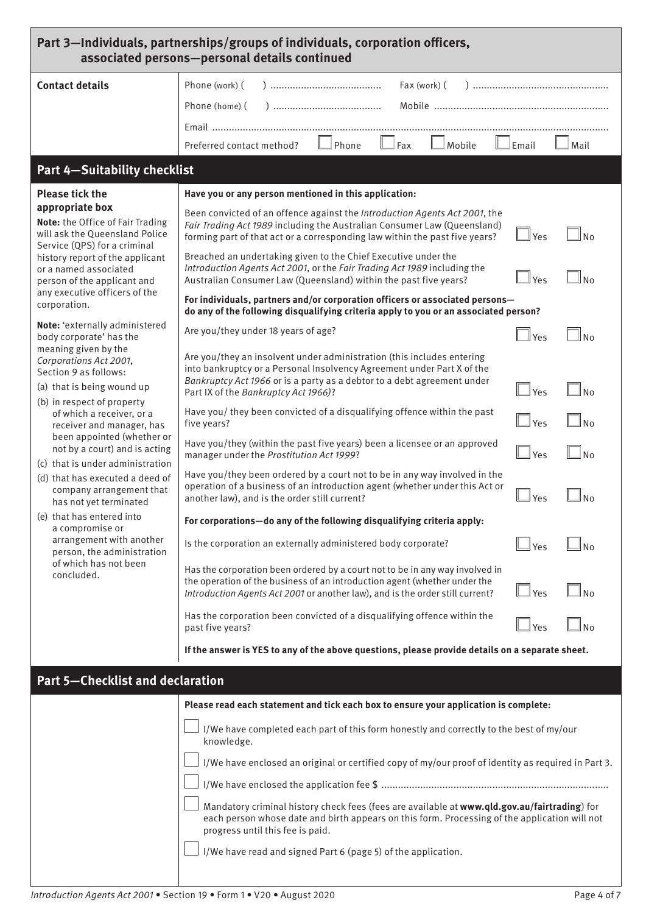## Part 3—Individuals, partnerships/groups of individuals, corporation officers, associated persons—personal details continued

**Contact details**

Phone (work) ( ) ........................................ Fax (work) ( ) ................................................

Phone (home) ( ) ...................................... Mobile ..............................................................

Email ..........................................................................................................................................

Preferred contact method? ☐ Phone ☐ Fax ☐ Mobile ☐ Email ☐ Mail

## Part 4—Suitability checklist

**Please tick the appropriate box**

**Note:** the Office of Fair Trading will ask the Queensland Police Service (QPS) for a criminal history report of the applicant or a named associated person of the applicant and any executive officers of the corporation.

**Note:** 'externally administered body corporate' has the meaning given by the *Corporations Act 2001*, Section 9 as follows:

(a) that is being wound up
(b) in respect of property of which a receiver, or a receiver and manager, has been appointed (whether or not by a court) and is acting
(c) that is under administration
(d) that has executed a deed of company arrangement that has not yet terminated
(e) that has entered into a compromise or arrangement with another person, the administration of which has not been concluded.

**Have you or any person mentioned in this application:**

| | | |
|---|---|---|
| Been convicted of an offence against the *Introduction Agents Act 2001*, the *Fair Trading Act 1989* including the Australian Consumer Law (Queensland) forming part of that act or a corresponding law within the past five years? | ☐ Yes | ☐ No |
| Breached an undertaking given to the Chief Executive under the *Introduction Agents Act 2001*, or the *Fair Trading Act 1989* including the Australian Consumer Law (Queensland) within the past five years? | ☐ Yes | ☐ No |

**For individuals, partners and/or corporation officers or associated persons—do any of the following disqualifying criteria apply to you or an associated person?**

| | | |
|---|---|---|
| Are you/they under 18 years of age? | ☐ Yes | ☐ No |
| Are you/they an insolvent under administration (this includes entering into bankruptcy or a Personal Insolvency Agreement under Part X of the *Bankruptcy Act 1966* or is a party as a debtor to a debt agreement under Part IX of the *Bankruptcy Act 1966)*? | ☐ Yes | ☐ No |
| Have you/ they been convicted of a disqualifying offence within the past five years? | ☐ Yes | ☐ No |
| Have you/they (within the past five years) been a licensee or an approved manager under the *Prostitution Act 1999*? | ☐ Yes | ☐ No |
| Have you/they been ordered by a court not to be in any way involved in the operation of a business of an introduction agent (whether under this Act or another law), and is the order still current? | ☐ Yes | ☐ No |

**For corporations—do any of the following disqualifying criteria apply:**

| | | |
|---|---|---|
| Is the corporation an externally administered body corporate? | ☐ Yes | ☐ No |
| Has the corporation been ordered by a court not to be in any way involved in the operation of the business of an introduction agent (whether under the *Introduction Agents Act 2001* or another law), and is the order still current? | ☐ Yes | ☐ No |
| Has the corporation been convicted of a disqualifying offence within the past five years? | ☐ Yes | ☐ No |

**If the answer is YES to any of the above questions, please provide details on a separate sheet.**

## Part 5—Checklist and declaration

**Please read each statement and tick each box to ensure your application is complete:**

☐ I/We have completed each part of this form honestly and correctly to the best of my/our knowledge.

☐ I/We have enclosed an original or certified copy of my/our proof of identity as required in Part 3.

☐ I/We have enclosed the application fee $ ...............................................................................

☐ Mandatory criminal history check fees (fees are available at **www.qld.gov.au/fairtrading**) for each person whose date and birth appears on this form. Processing of the application will not progress until this fee is paid.

☐ I/We have read and signed Part 6 (page 5) of the application.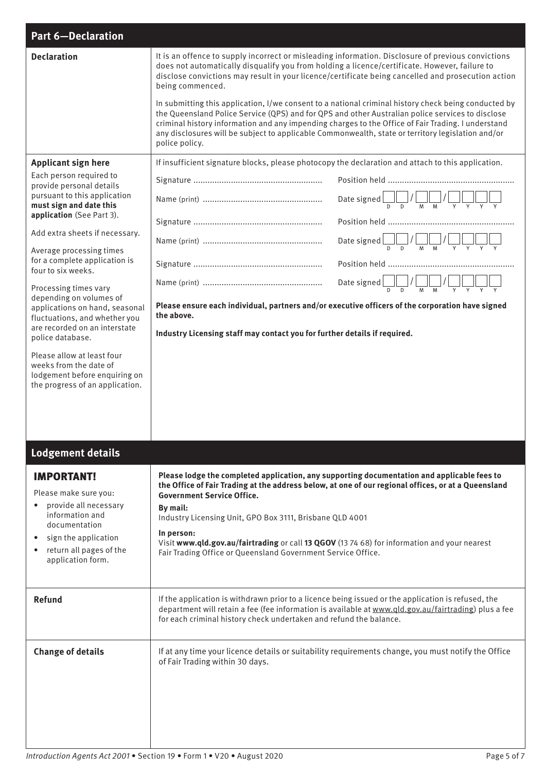## Part 6—Declaration

**Declaration**

It is an offence to supply incorrect or misleading information. Disclosure of previous convictions does not automatically disqualify you from holding a licence/certificate. However, failure to disclose convictions may result in your licence/certificate being cancelled and prosecution action being commenced.

In submitting this application, I/we consent to a national criminal history check being conducted by the Queensland Police Service (QPS) and for QPS and other Australian police services to disclose criminal history information and any impending charges to the Office of Fair Trading. I understand any disclosures will be subject to applicable Commonwealth, state or territory legislation and/or police policy.

**Applicant sign here**

Each person required to provide personal details pursuant to this application **must sign and date this application** (See Part 3).

Add extra sheets if necessary.

Average processing times for a complete application is four to six weeks.

Processing times vary depending on volumes of applications on hand, seasonal fluctuations, and whether you are recorded on an interstate police database.

Please allow at least four weeks from the date of lodgement before enquiring on the progress of an application.

If insufficient signature blocks, please photocopy the declaration and attach to this application.

Signature ...................................................... Position held ......................................................

Name (print) .................................................. Date signed __ __ / __ __ / __ __ __ __ (D D / M M / Y Y Y Y)

Signature ...................................................... Position held ......................................................

Name (print) .................................................. Date signed __ __ / __ __ / __ __ __ __ (D D / M M / Y Y Y Y)

Signature ...................................................... Position held ......................................................

Name (print) .................................................. Date signed __ __ / __ __ / __ __ __ __ (D D / M M / Y Y Y Y)

**Please ensure each individual, partners and/or executive officers of the corporation have signed the above.**

**Industry Licensing staff may contact you for further details if required.**

## Lodgement details

**IMPORTANT!**

Please make sure you:

- provide all necessary information and documentation
- sign the application
- return all pages of the application form.

**Please lodge the completed application, any supporting documentation and applicable fees to the Office of Fair Trading at the address below, at one of our regional offices, or at a Queensland Government Service Office.**

**By mail:**
Industry Licensing Unit, GPO Box 3111, Brisbane QLD 4001

**In person:**
Visit **www.qld.gov.au/fairtrading** or call **13 QGOV** (13 74 68) for information and your nearest Fair Trading Office or Queensland Government Service Office.

**Refund**

If the application is withdrawn prior to a licence being issued or the application is refused, the department will retain a fee (fee information is available at www.qld.gov.au/fairtrading) plus a fee for each criminal history check undertaken and refund the balance.

**Change of details**

If at any time your licence details or suitability requirements change, you must notify the Office of Fair Trading within 30 days.

*Introduction Agents Act 2001* • Section 19 • Form 1 • V20 • August 2020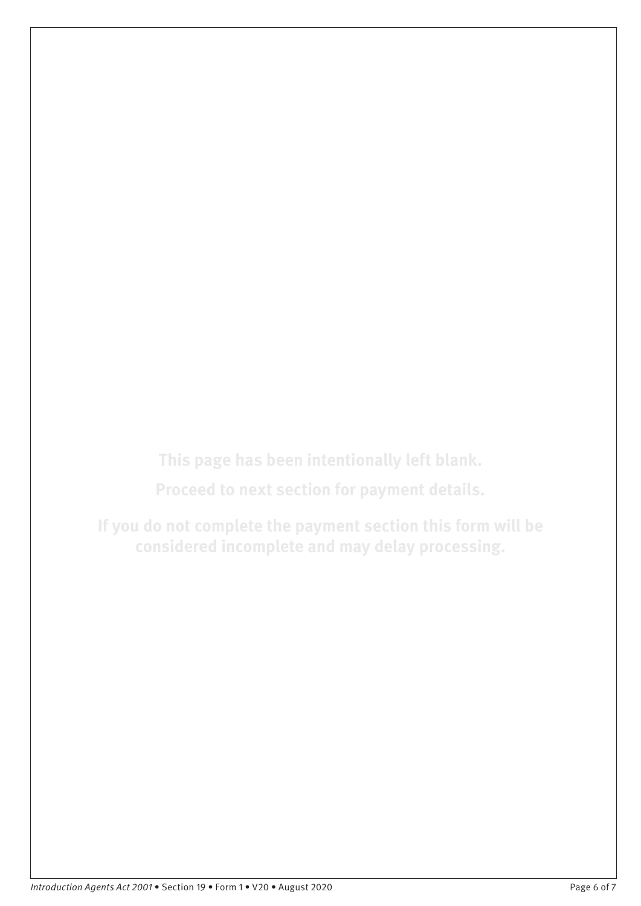**This page has been intentionally left blank.**

**Proceed to next section for payment details.**

**If you do not complete the payment section this form will be considered incomplete and may delay processing.**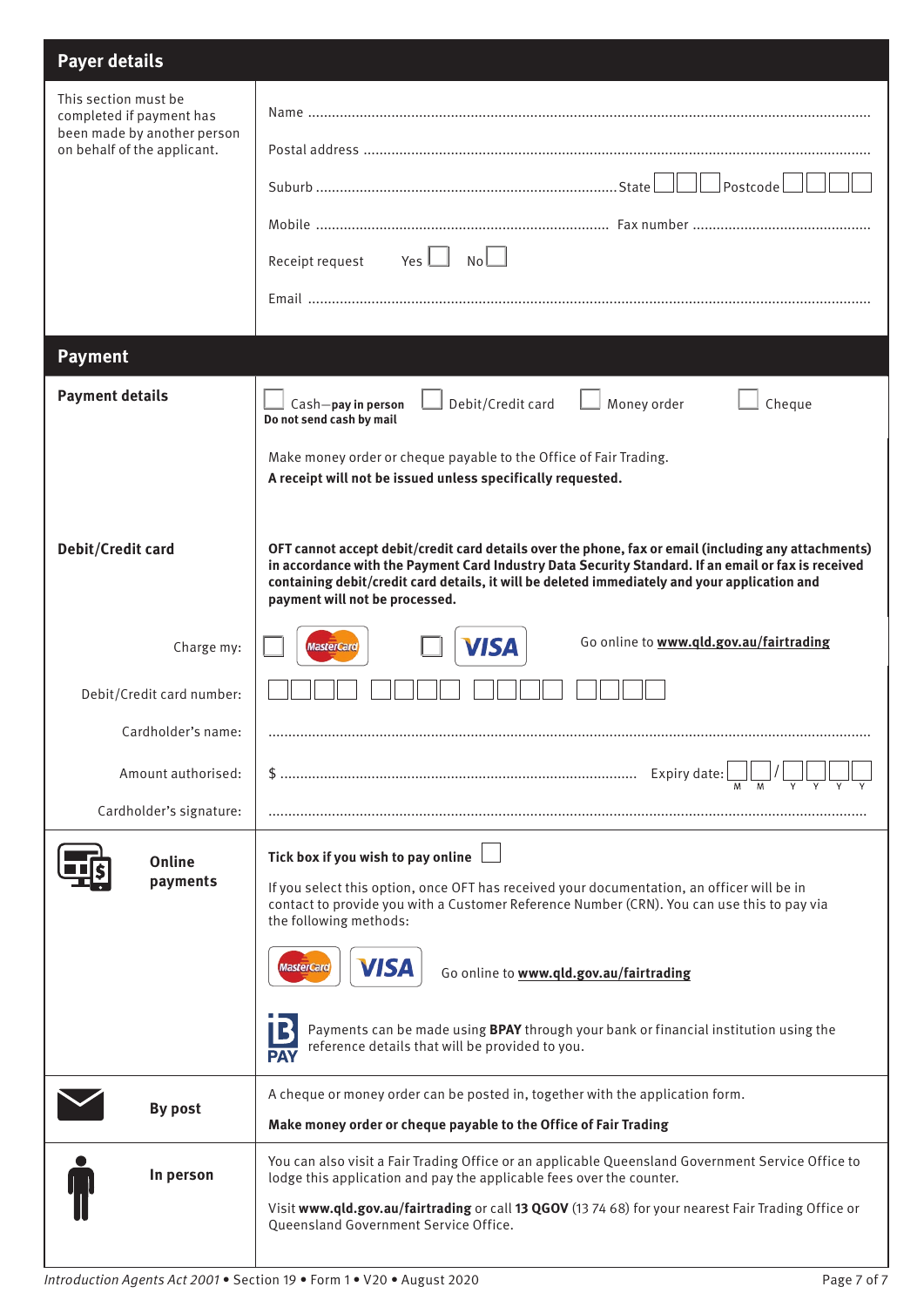## Payer details

This section must be completed if payment has been made by another person on behalf of the applicant.

Name ..........................................................................................................................................

Postal address ..........................................................................................................................

Suburb ........................................................................ State ☐☐☐ Postcode ☐☐☐☐

Mobile ........................................................................ Fax number ........................................

Receipt request Yes ☐ No ☐

Email ..........................................................................................................................................

## Payment

**Payment details**

☐ Cash—**pay in person**
**Do not send cash by mail**

☐ Debit/Credit card ☐ Money order ☐ Cheque

Make money order or cheque payable to the Office of Fair Trading.

**A receipt will not be issued unless specifically requested.**

**Debit/Credit card**

**OFT cannot accept debit/credit card details over the phone, fax or email (including any attachments) in accordance with the Payment Card Industry Data Security Standard. If an email or fax is received containing debit/credit card details, it will be deleted immediately and your application and payment will not be processed.**

Charge my: ☐ MasterCard ☐ VISA Go online to **www.qld.gov.au/fairtrading**

Debit/Credit card number: ☐☐☐☐ ☐☐☐☐ ☐☐☐☐ ☐☐☐☐

Cardholder's name: ..........................................................................................................................

Amount authorised: $ ................................................................ Expiry date: ☐☐ / ☐☐☐☐ (M M / Y Y Y Y)

Cardholder's signature: ..................................................................................................................

**Online payments**

**Tick box if you wish to pay online** ☐

If you select this option, once OFT has received your documentation, an officer will be in contact to provide you with a Customer Reference Number (CRN). You can use this to pay via the following methods:

MasterCard VISA Go online to **www.qld.gov.au/fairtrading**

BPAY Payments can be made using **BPAY** through your bank or financial institution using the reference details that will be provided to you.

**By post**

A cheque or money order can be posted in, together with the application form.

**Make money order or cheque payable to the Office of Fair Trading**

**In person**

You can also visit a Fair Trading Office or an applicable Queensland Government Service Office to lodge this application and pay the applicable fees over the counter.

Visit **www.qld.gov.au/fairtrading** or call **13 QGOV** (13 74 68) for your nearest Fair Trading Office or Queensland Government Service Office.

*Introduction Agents Act 2001* • Section 19 • Form 1 • V20 • August 2020